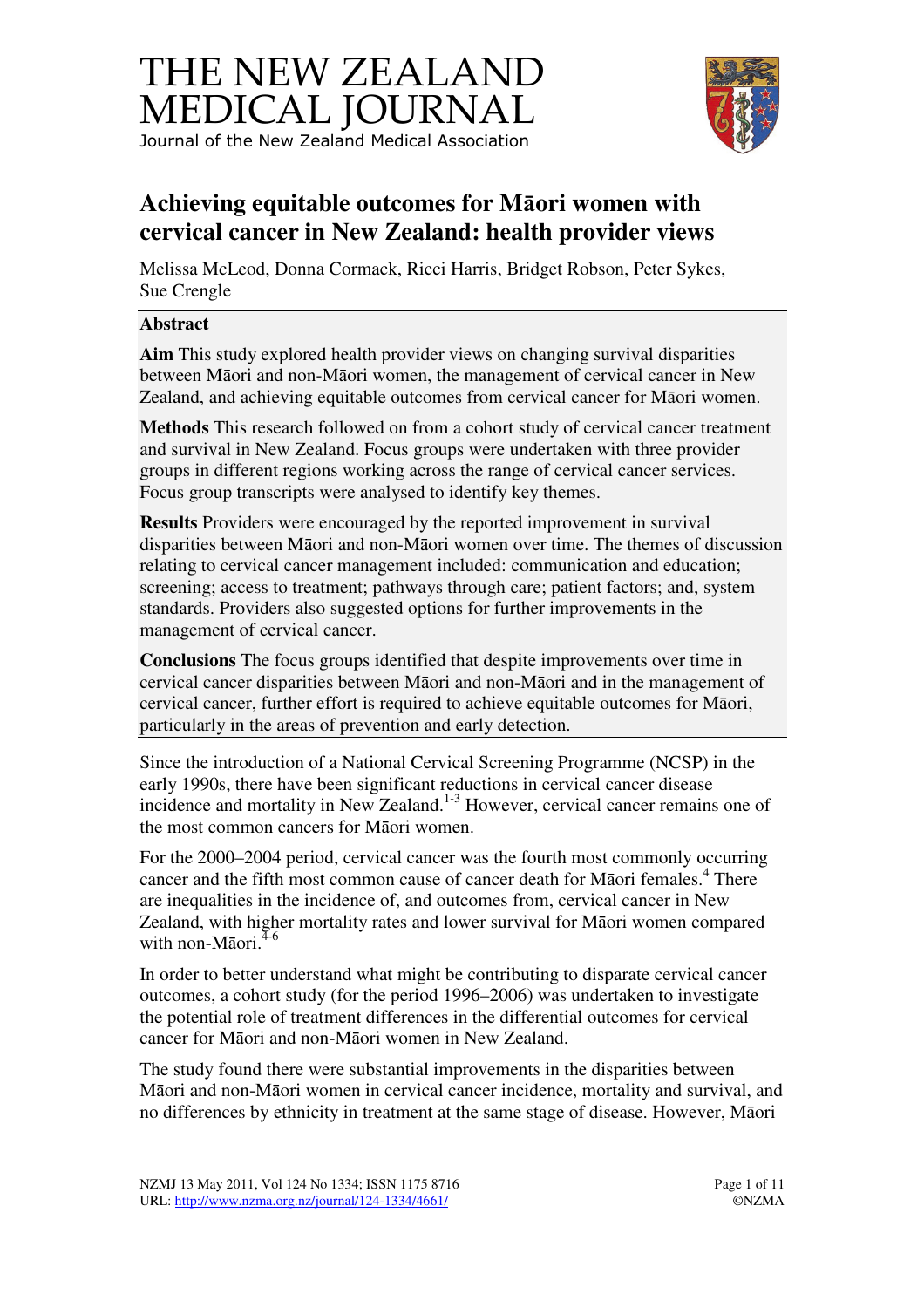# THE NEW ZEALAND MEDICAL JOURNAL

Journal of the New Zealand Medical Association

## Achieving equitable outcomes for Māori women with cervical cancer in New Zealand: health provider views

Melissa McLeod, Donna Cormack, Ricci Harris, Bridget Robson, Peter Sykes, Sue Crengle

### Abstract

**Aim** This study explored health provider views on changing survival disparities between Māori and non-Māori women, the management of cervical cancer in New Zealand, and achieving equitable outcomes from cervical cancer for Māori women.

**Methods** This research followed on from a cohort study of cervical cancer treatment and survival in New Zealand. Focus groups were undertaken with three provider groups in different regions working across the range of cervical cancer services. Focus group transcripts were analysed to identify key themes.

**Results** Providers were encouraged by the reported improvement in survival disparities between Māori and non-Māori women over time. The themes of discussion relating to cervical cancer management included: communication and education; screening; access to treatment; pathways through care; patient factors; and, system standards. Providers also suggested options for further improvements in the management of cervical cancer.

**Conclusions** The focus groups identified that despite improvements over time in cervical cancer disparities between Māori and non-Māori and in the management of cervical cancer, further effort is required to achieve equitable outcomes for Māori, particularly in the areas of prevention and early detection.

Since the introduction of a National Cervical Screening Programme (NCSP) in the early 1990s, there have been significant reductions in cervical cancer disease incidence and mortality in New Zealand.[1-3] However, cervical cancer remains one of the most common cancers for Māori women.

For the 2000–2004 period, cervical cancer was the fourth most commonly occurring cancer and the fifth most common cause of cancer death for Māori females.[4] There are inequalities in the incidence of, and outcomes from, cervical cancer in New Zealand, with higher mortality rates and lower survival for Māori women compared with non-Māori.[4-6]

In order to better understand what might be contributing to disparate cervical cancer outcomes, a cohort study (for the period 1996–2006) was undertaken to investigate the potential role of treatment differences in the differential outcomes for cervical cancer for Māori and non-Māori women in New Zealand.

The study found there were substantial improvements in the disparities between Māori and non-Māori women in cervical cancer incidence, mortality and survival, and no differences by ethnicity in treatment at the same stage of disease. However, Māori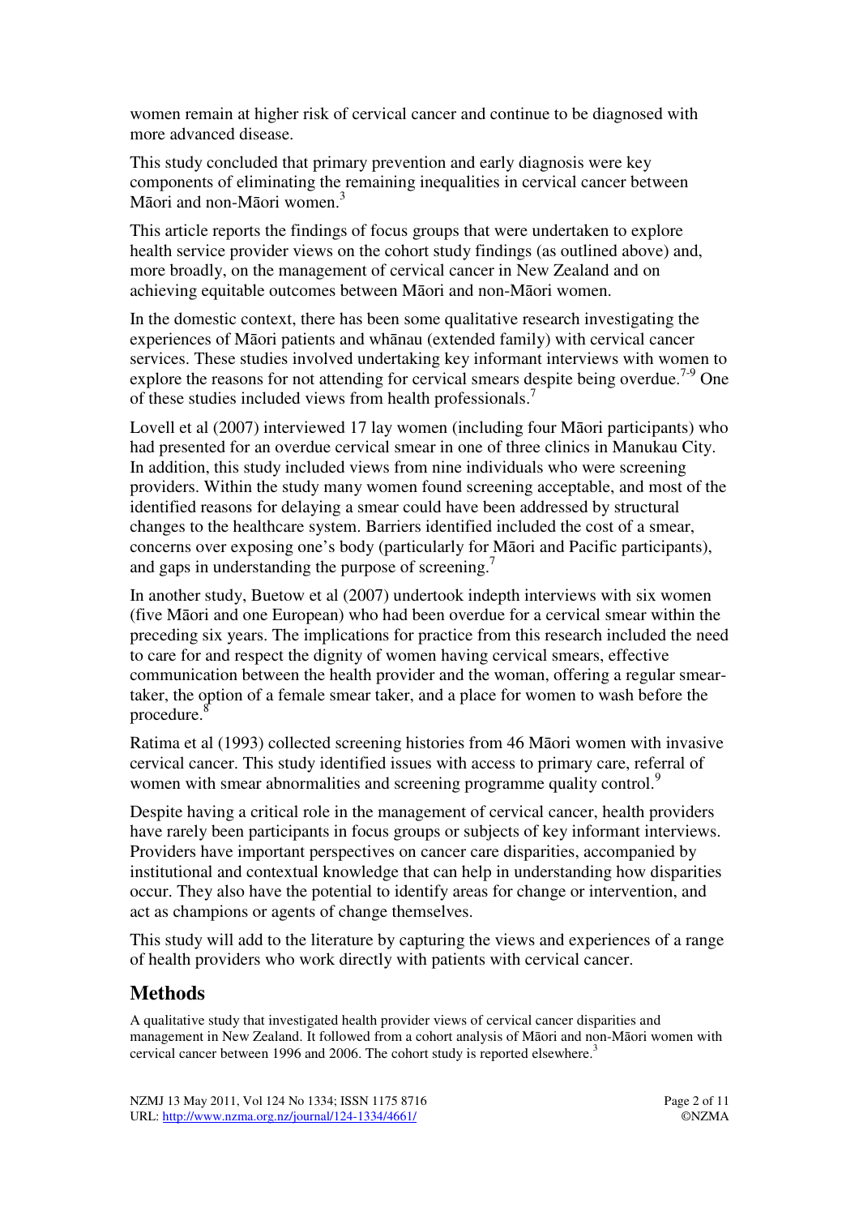women remain at higher risk of cervical cancer and continue to be diagnosed with more advanced disease.

This study concluded that primary prevention and early diagnosis were key components of eliminating the remaining inequalities in cervical cancer between Māori and non-Māori women.[3]

This article reports the findings of focus groups that were undertaken to explore health service provider views on the cohort study findings (as outlined above) and, more broadly, on the management of cervical cancer in New Zealand and on achieving equitable outcomes between Māori and non-Māori women.

In the domestic context, there has been some qualitative research investigating the experiences of Māori patients and whānau (extended family) with cervical cancer services. These studies involved undertaking key informant interviews with women to explore the reasons for not attending for cervical smears despite being overdue.[7-9] One of these studies included views from health professionals.[7]

Lovell et al (2007) interviewed 17 lay women (including four Māori participants) who had presented for an overdue cervical smear in one of three clinics in Manukau City. In addition, this study included views from nine individuals who were screening providers. Within the study many women found screening acceptable, and most of the identified reasons for delaying a smear could have been addressed by structural changes to the healthcare system. Barriers identified included the cost of a smear, concerns over exposing one's body (particularly for Māori and Pacific participants), and gaps in understanding the purpose of screening.[7]

In another study, Buetow et al (2007) undertook indepth interviews with six women (five Māori and one European) who had been overdue for a cervical smear within the preceding six years. The implications for practice from this research included the need to care for and respect the dignity of women having cervical smears, effective communication between the health provider and the woman, offering a regular smear-taker, the option of a female smear taker, and a place for women to wash before the procedure.[8]

Ratima et al (1993) collected screening histories from 46 Māori women with invasive cervical cancer. This study identified issues with access to primary care, referral of women with smear abnormalities and screening programme quality control.[9]

Despite having a critical role in the management of cervical cancer, health providers have rarely been participants in focus groups or subjects of key informant interviews. Providers have important perspectives on cancer care disparities, accompanied by institutional and contextual knowledge that can help in understanding how disparities occur. They also have the potential to identify areas for change or intervention, and act as champions or agents of change themselves.

This study will add to the literature by capturing the views and experiences of a range of health providers who work directly with patients with cervical cancer.

## Methods

A qualitative study that investigated health provider views of cervical cancer disparities and management in New Zealand. It followed from a cohort analysis of Māori and non-Māori women with cervical cancer between 1996 and 2006. The cohort study is reported elsewhere.[3]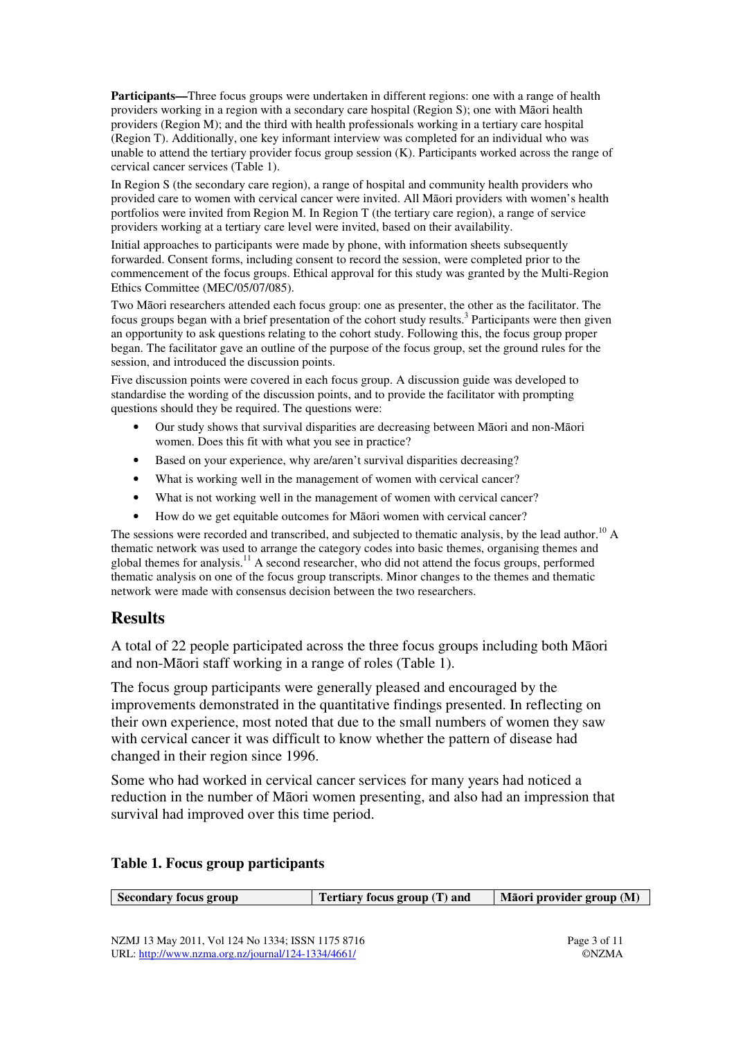**Participants—**Three focus groups were undertaken in different regions: one with a range of health providers working in a region with a secondary care hospital (Region S); one with Māori health providers (Region M); and the third with health professionals working in a tertiary care hospital (Region T). Additionally, one key informant interview was completed for an individual who was unable to attend the tertiary provider focus group session (K). Participants worked across the range of cervical cancer services (Table 1).

In Region S (the secondary care region), a range of hospital and community health providers who provided care to women with cervical cancer were invited. All Māori providers with women's health portfolios were invited from Region M. In Region T (the tertiary care region), a range of service providers working at a tertiary care level were invited, based on their availability.

Initial approaches to participants were made by phone, with information sheets subsequently forwarded. Consent forms, including consent to record the session, were completed prior to the commencement of the focus groups. Ethical approval for this study was granted by the Multi-Region Ethics Committee (MEC/05/07/085).

Two Māori researchers attended each focus group: one as presenter, the other as the facilitator. The focus groups began with a brief presentation of the cohort study results.[3] Participants were then given an opportunity to ask questions relating to the cohort study. Following this, the focus group proper began. The facilitator gave an outline of the purpose of the focus group, set the ground rules for the session, and introduced the discussion points.

Five discussion points were covered in each focus group. A discussion guide was developed to standardise the wording of the discussion points, and to provide the facilitator with prompting questions should they be required. The questions were:

- Our study shows that survival disparities are decreasing between Māori and non-Māori women. Does this fit with what you see in practice?
- Based on your experience, why are/aren't survival disparities decreasing?
- What is working well in the management of women with cervical cancer?
- What is not working well in the management of women with cervical cancer?
- How do we get equitable outcomes for Māori women with cervical cancer?

The sessions were recorded and transcribed, and subjected to thematic analysis, by the lead author.[10] A thematic network was used to arrange the category codes into basic themes, organising themes and global themes for analysis.[11] A second researcher, who did not attend the focus groups, performed thematic analysis on one of the focus group transcripts. Minor changes to the themes and thematic network were made with consensus decision between the two researchers.

## Results

A total of 22 people participated across the three focus groups including both Māori and non-Māori staff working in a range of roles (Table 1).

The focus group participants were generally pleased and encouraged by the improvements demonstrated in the quantitative findings presented. In reflecting on their own experience, most noted that due to the small numbers of women they saw with cervical cancer it was difficult to know whether the pattern of disease had changed in their region since 1996.

Some who had worked in cervical cancer services for many years had noticed a reduction in the number of Māori women presenting, and also had an impression that survival had improved over this time period.

**Table 1. Focus group participants**

| Secondary focus group | Tertiary focus group (T) and | Māori provider group (M) |
|---|---|---|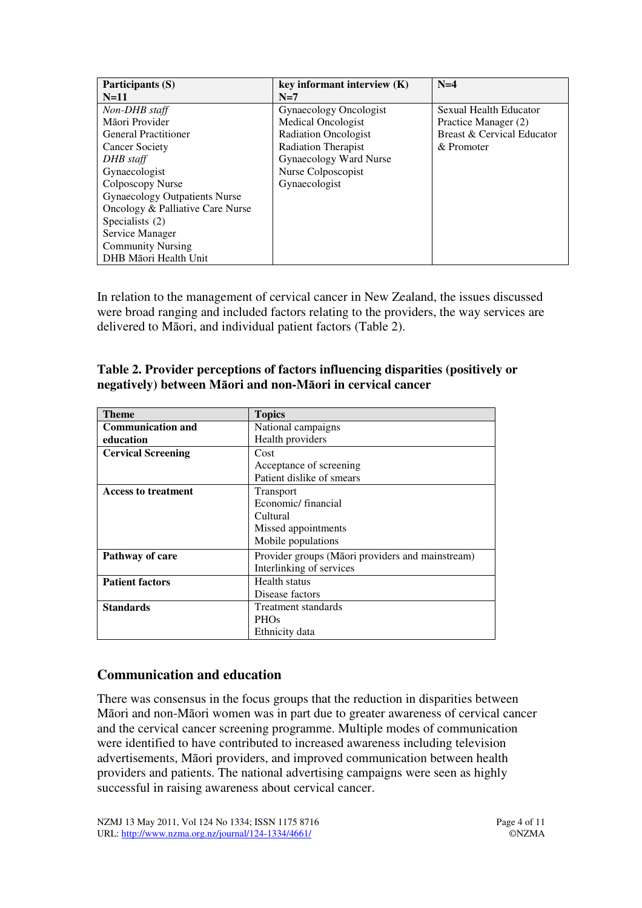| Participants (S) N=11 | key informant interview (K) N=7 | N=4 |
|---|---|---|
| *Non-DHB staff*<br>Māori Provider<br>General Practitioner<br>Cancer Society<br>*DHB staff*<br>Gynaecologist<br>Colposcopy Nurse<br>Gynaecology Outpatients Nurse<br>Oncology & Palliative Care Nurse<br>Specialists (2)<br>Service Manager<br>Community Nursing<br>DHB Māori Health Unit | Gynaecology Oncologist<br>Medical Oncologist<br>Radiation Oncologist<br>Radiation Therapist<br>Gynaecology Ward Nurse<br>Nurse Colposcopist<br>Gynaecologist | Sexual Health Educator<br>Practice Manager (2)<br>Breast & Cervical Educator & Promoter |

In relation to the management of cervical cancer in New Zealand, the issues discussed were broad ranging and included factors relating to the providers, the way services are delivered to Māori, and individual patient factors (Table 2).

**Table 2. Provider perceptions of factors influencing disparities (positively or negatively) between Māori and non-Māori in cervical cancer**

| Theme | Topics |
|---|---|
| **Communication and education** | National campaigns<br>Health providers |
| **Cervical Screening** | Cost<br>Acceptance of screening<br>Patient dislike of smears |
| **Access to treatment** | Transport<br>Economic/ financial<br>Cultural<br>Missed appointments<br>Mobile populations |
| **Pathway of care** | Provider groups (Māori providers and mainstream)<br>Interlinking of services |
| **Patient factors** | Health status<br>Disease factors |
| **Standards** | Treatment standards<br>PHOs<br>Ethnicity data |

## Communication and education

There was consensus in the focus groups that the reduction in disparities between Māori and non-Māori women was in part due to greater awareness of cervical cancer and the cervical cancer screening programme. Multiple modes of communication were identified to have contributed to increased awareness including television advertisements, Māori providers, and improved communication between health providers and patients. The national advertising campaigns were seen as highly successful in raising awareness about cervical cancer.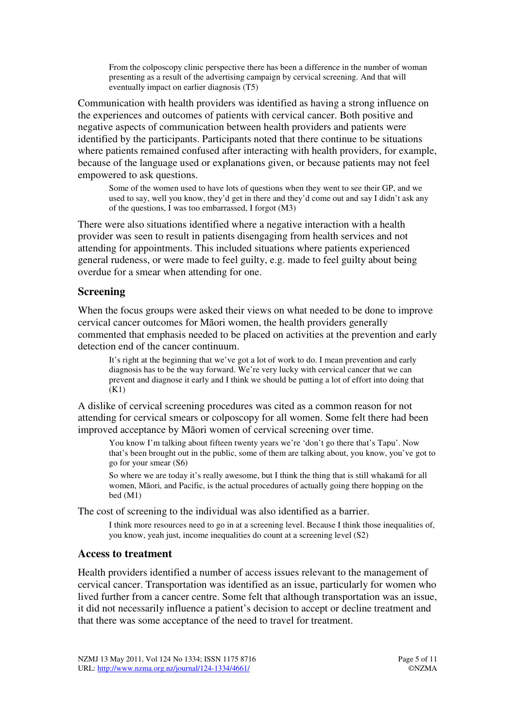> From the colposcopy clinic perspective there has been a difference in the number of woman presenting as a result of the advertising campaign by cervical screening. And that will eventually impact on earlier diagnosis (T5)

Communication with health providers was identified as having a strong influence on the experiences and outcomes of patients with cervical cancer. Both positive and negative aspects of communication between health providers and patients were identified by the participants. Participants noted that there continue to be situations where patients remained confused after interacting with health providers, for example, because of the language used or explanations given, or because patients may not feel empowered to ask questions.

> Some of the women used to have lots of questions when they went to see their GP, and we used to say, well you know, they'd get in there and they'd come out and say I didn't ask any of the questions, I was too embarrassed, I forgot (M3)

There were also situations identified where a negative interaction with a health provider was seen to result in patients disengaging from health services and not attending for appointments. This included situations where patients experienced general rudeness, or were made to feel guilty, e.g. made to feel guilty about being overdue for a smear when attending for one.

## Screening

When the focus groups were asked their views on what needed to be done to improve cervical cancer outcomes for Māori women, the health providers generally commented that emphasis needed to be placed on activities at the prevention and early detection end of the cancer continuum.

> It's right at the beginning that we've got a lot of work to do. I mean prevention and early diagnosis has to be the way forward. We're very lucky with cervical cancer that we can prevent and diagnose it early and I think we should be putting a lot of effort into doing that (K1)

A dislike of cervical screening procedures was cited as a common reason for not attending for cervical smears or colposcopy for all women. Some felt there had been improved acceptance by Māori women of cervical screening over time.

> You know I'm talking about fifteen twenty years we're 'don't go there that's Tapu'. Now that's been brought out in the public, some of them are talking about, you know, you've got to go for your smear (S6)
>
> So where we are today it's really awesome, but I think the thing that is still whakamā for all women, Māori, and Pacific, is the actual procedures of actually going there hopping on the bed (M1)

The cost of screening to the individual was also identified as a barrier.

> I think more resources need to go in at a screening level. Because I think those inequalities of, you know, yeah just, income inequalities do count at a screening level (S2)

## Access to treatment

Health providers identified a number of access issues relevant to the management of cervical cancer. Transportation was identified as an issue, particularly for women who lived further from a cancer centre. Some felt that although transportation was an issue, it did not necessarily influence a patient's decision to accept or decline treatment and that there was some acceptance of the need to travel for treatment.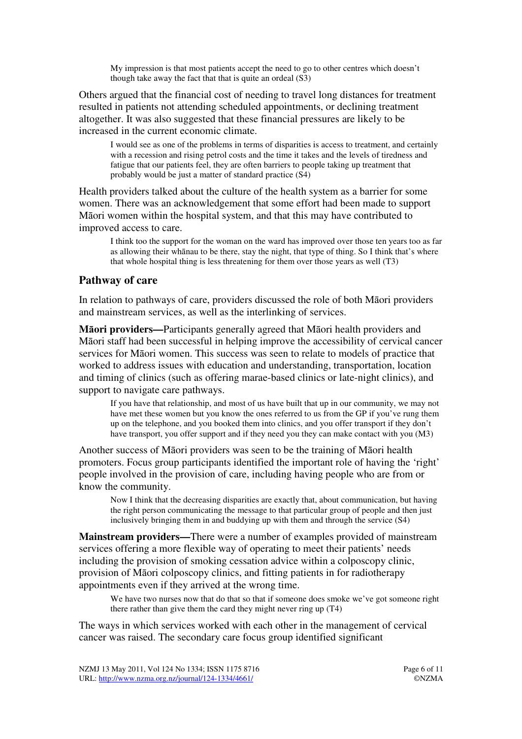> My impression is that most patients accept the need to go to other centres which doesn't though take away the fact that that is quite an ordeal (S3)

Others argued that the financial cost of needing to travel long distances for treatment resulted in patients not attending scheduled appointments, or declining treatment altogether. It was also suggested that these financial pressures are likely to be increased in the current economic climate.

> I would see as one of the problems in terms of disparities is access to treatment, and certainly with a recession and rising petrol costs and the time it takes and the levels of tiredness and fatigue that our patients feel, they are often barriers to people taking up treatment that probably would be just a matter of standard practice (S4)

Health providers talked about the culture of the health system as a barrier for some women. There was an acknowledgement that some effort had been made to support Māori women within the hospital system, and that this may have contributed to improved access to care.

> I think too the support for the woman on the ward has improved over those ten years too as far as allowing their whānau to be there, stay the night, that type of thing. So I think that's where that whole hospital thing is less threatening for them over those years as well (T3)

## Pathway of care

In relation to pathways of care, providers discussed the role of both Māori providers and mainstream services, as well as the interlinking of services.

**Māori providers—**Participants generally agreed that Māori health providers and Māori staff had been successful in helping improve the accessibility of cervical cancer services for Māori women. This success was seen to relate to models of practice that worked to address issues with education and understanding, transportation, location and timing of clinics (such as offering marae-based clinics or late-night clinics), and support to navigate care pathways.

> If you have that relationship, and most of us have built that up in our community, we may not have met these women but you know the ones referred to us from the GP if you've rung them up on the telephone, and you booked them into clinics, and you offer transport if they don't have transport, you offer support and if they need you they can make contact with you (M3)

Another success of Māori providers was seen to be the training of Māori health promoters. Focus group participants identified the important role of having the 'right' people involved in the provision of care, including having people who are from or know the community.

> Now I think that the decreasing disparities are exactly that, about communication, but having the right person communicating the message to that particular group of people and then just inclusively bringing them in and buddying up with them and through the service (S4)

**Mainstream providers—**There were a number of examples provided of mainstream services offering a more flexible way of operating to meet their patients' needs including the provision of smoking cessation advice within a colposcopy clinic, provision of Māori colposcopy clinics, and fitting patients in for radiotherapy appointments even if they arrived at the wrong time.

> We have two nurses now that do that so that if someone does smoke we've got someone right there rather than give them the card they might never ring up (T4)

The ways in which services worked with each other in the management of cervical cancer was raised. The secondary care focus group identified significant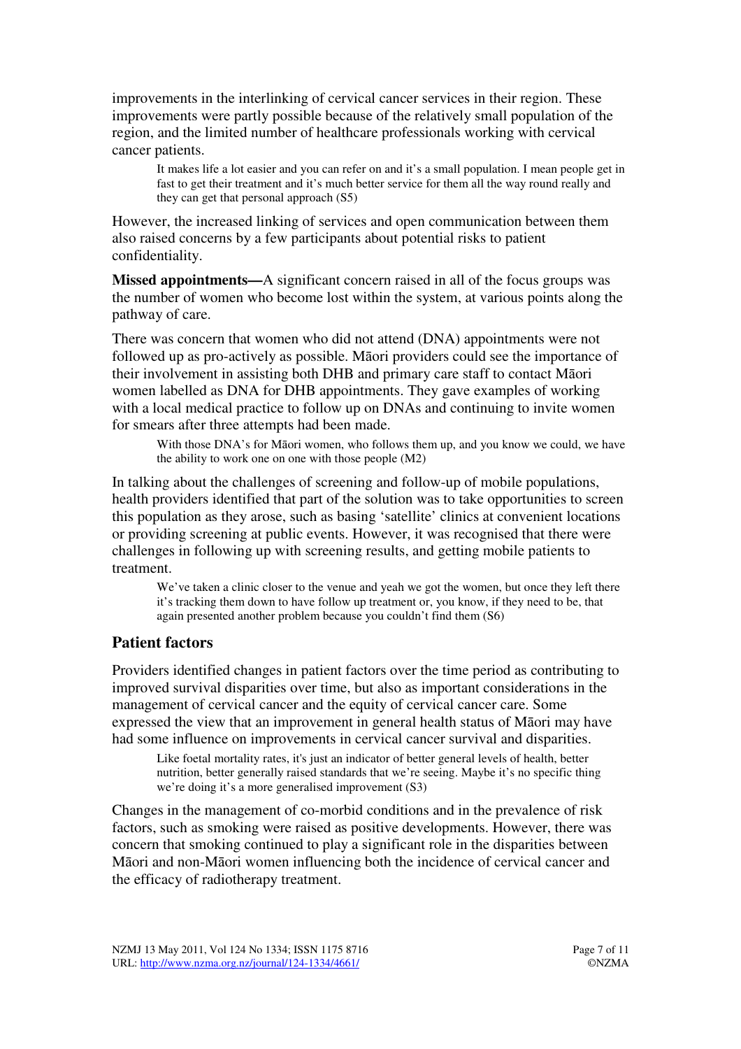improvements in the interlinking of cervical cancer services in their region. These improvements were partly possible because of the relatively small population of the region, and the limited number of healthcare professionals working with cervical cancer patients.

> It makes life a lot easier and you can refer on and it's a small population. I mean people get in fast to get their treatment and it's much better service for them all the way round really and they can get that personal approach (S5)

However, the increased linking of services and open communication between them also raised concerns by a few participants about potential risks to patient confidentiality.

**Missed appointments—**A significant concern raised in all of the focus groups was the number of women who become lost within the system, at various points along the pathway of care.

There was concern that women who did not attend (DNA) appointments were not followed up as pro-actively as possible. Māori providers could see the importance of their involvement in assisting both DHB and primary care staff to contact Māori women labelled as DNA for DHB appointments. They gave examples of working with a local medical practice to follow up on DNAs and continuing to invite women for smears after three attempts had been made.

> With those DNA's for Māori women, who follows them up, and you know we could, we have the ability to work one on one with those people (M2)

In talking about the challenges of screening and follow-up of mobile populations, health providers identified that part of the solution was to take opportunities to screen this population as they arose, such as basing 'satellite' clinics at convenient locations or providing screening at public events. However, it was recognised that there were challenges in following up with screening results, and getting mobile patients to treatment.

> We've taken a clinic closer to the venue and yeah we got the women, but once they left there it's tracking them down to have follow up treatment or, you know, if they need to be, that again presented another problem because you couldn't find them (S6)

## Patient factors

Providers identified changes in patient factors over the time period as contributing to improved survival disparities over time, but also as important considerations in the management of cervical cancer and the equity of cervical cancer care. Some expressed the view that an improvement in general health status of Māori may have had some influence on improvements in cervical cancer survival and disparities.

> Like foetal mortality rates, it's just an indicator of better general levels of health, better nutrition, better generally raised standards that we're seeing. Maybe it's no specific thing we're doing it's a more generalised improvement (S3)

Changes in the management of co-morbid conditions and in the prevalence of risk factors, such as smoking were raised as positive developments. However, there was concern that smoking continued to play a significant role in the disparities between Māori and non-Māori women influencing both the incidence of cervical cancer and the efficacy of radiotherapy treatment.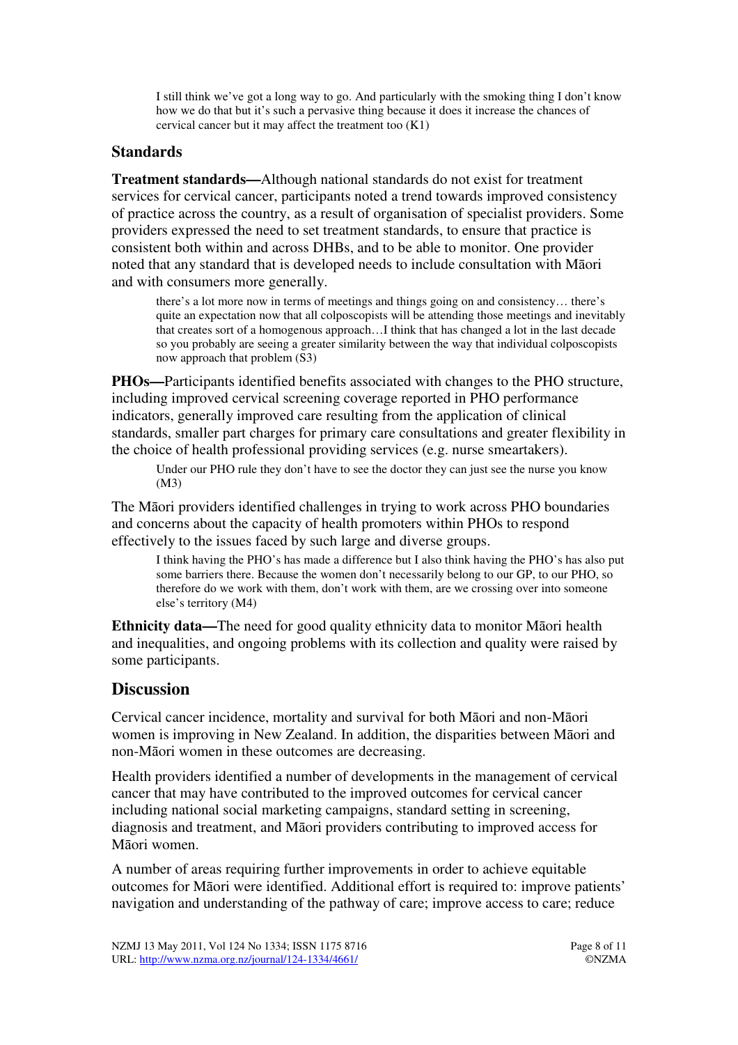> I still think we've got a long way to go. And particularly with the smoking thing I don't know how we do that but it's such a pervasive thing because it does it increase the chances of cervical cancer but it may affect the treatment too (K1)

## Standards

**Treatment standards—**Although national standards do not exist for treatment services for cervical cancer, participants noted a trend towards improved consistency of practice across the country, as a result of organisation of specialist providers. Some providers expressed the need to set treatment standards, to ensure that practice is consistent both within and across DHBs, and to be able to monitor. One provider noted that any standard that is developed needs to include consultation with Māori and with consumers more generally.

> there's a lot more now in terms of meetings and things going on and consistency… there's quite an expectation now that all colposcopists will be attending those meetings and inevitably that creates sort of a homogenous approach…I think that has changed a lot in the last decade so you probably are seeing a greater similarity between the way that individual colposcopists now approach that problem (S3)

**PHOs—**Participants identified benefits associated with changes to the PHO structure, including improved cervical screening coverage reported in PHO performance indicators, generally improved care resulting from the application of clinical standards, smaller part charges for primary care consultations and greater flexibility in the choice of health professional providing services (e.g. nurse smeartakers).

> Under our PHO rule they don't have to see the doctor they can just see the nurse you know (M3)

The Māori providers identified challenges in trying to work across PHO boundaries and concerns about the capacity of health promoters within PHOs to respond effectively to the issues faced by such large and diverse groups.

> I think having the PHO's has made a difference but I also think having the PHO's has also put some barriers there. Because the women don't necessarily belong to our GP, to our PHO, so therefore do we work with them, don't work with them, are we crossing over into someone else's territory (M4)

**Ethnicity data—**The need for good quality ethnicity data to monitor Māori health and inequalities, and ongoing problems with its collection and quality were raised by some participants.

## Discussion

Cervical cancer incidence, mortality and survival for both Māori and non-Māori women is improving in New Zealand. In addition, the disparities between Māori and non-Māori women in these outcomes are decreasing.

Health providers identified a number of developments in the management of cervical cancer that may have contributed to the improved outcomes for cervical cancer including national social marketing campaigns, standard setting in screening, diagnosis and treatment, and Māori providers contributing to improved access for Māori women.

A number of areas requiring further improvements in order to achieve equitable outcomes for Māori were identified. Additional effort is required to: improve patients' navigation and understanding of the pathway of care; improve access to care; reduce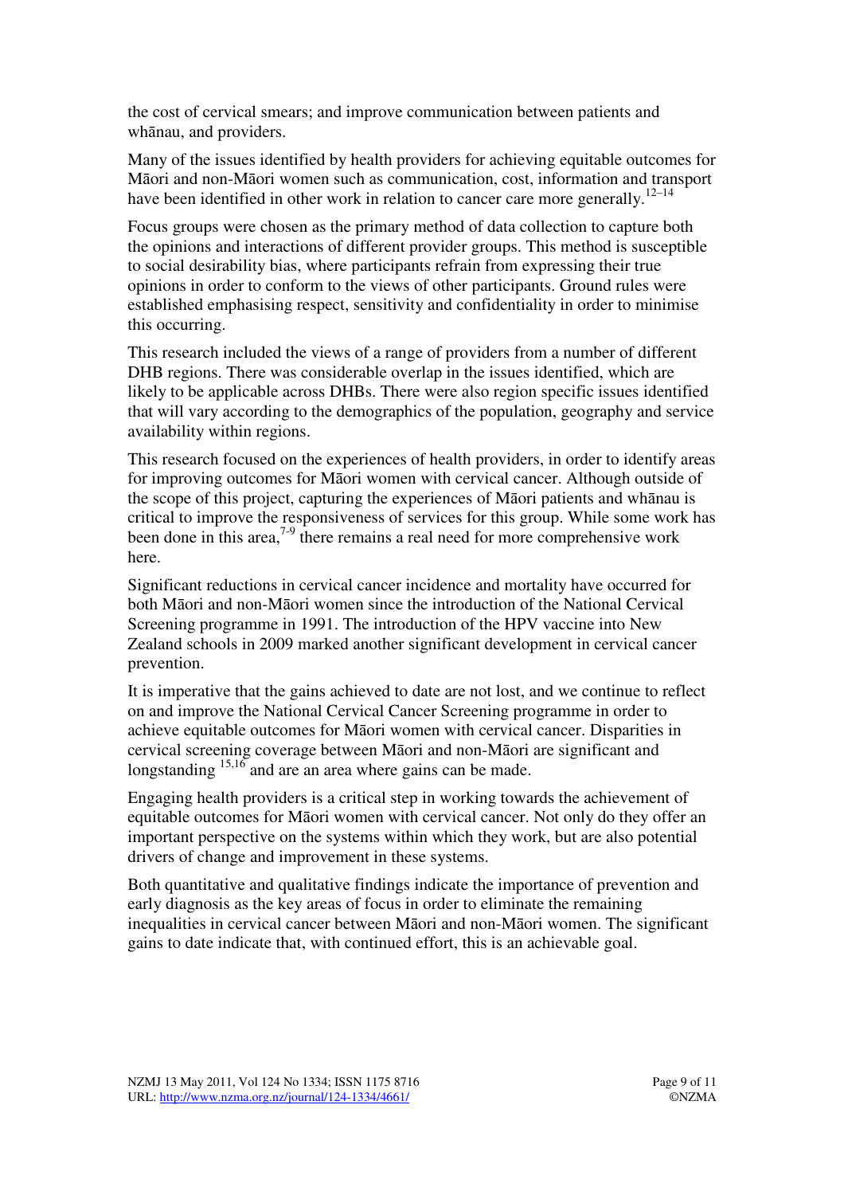the cost of cervical smears; and improve communication between patients and whānau, and providers.

Many of the issues identified by health providers for achieving equitable outcomes for Māori and non-Māori women such as communication, cost, information and transport have been identified in other work in relation to cancer care more generally.[12–14]

Focus groups were chosen as the primary method of data collection to capture both the opinions and interactions of different provider groups. This method is susceptible to social desirability bias, where participants refrain from expressing their true opinions in order to conform to the views of other participants. Ground rules were established emphasising respect, sensitivity and confidentiality in order to minimise this occurring.

This research included the views of a range of providers from a number of different DHB regions. There was considerable overlap in the issues identified, which are likely to be applicable across DHBs. There were also region specific issues identified that will vary according to the demographics of the population, geography and service availability within regions.

This research focused on the experiences of health providers, in order to identify areas for improving outcomes for Māori women with cervical cancer. Although outside of the scope of this project, capturing the experiences of Māori patients and whānau is critical to improve the responsiveness of services for this group. While some work has been done in this area,[7-9] there remains a real need for more comprehensive work here.

Significant reductions in cervical cancer incidence and mortality have occurred for both Māori and non-Māori women since the introduction of the National Cervical Screening programme in 1991. The introduction of the HPV vaccine into New Zealand schools in 2009 marked another significant development in cervical cancer prevention.

It is imperative that the gains achieved to date are not lost, and we continue to reflect on and improve the National Cervical Cancer Screening programme in order to achieve equitable outcomes for Māori women with cervical cancer. Disparities in cervical screening coverage between Māori and non-Māori are significant and longstanding [15,16] and are an area where gains can be made.

Engaging health providers is a critical step in working towards the achievement of equitable outcomes for Māori women with cervical cancer. Not only do they offer an important perspective on the systems within which they work, but are also potential drivers of change and improvement in these systems.

Both quantitative and qualitative findings indicate the importance of prevention and early diagnosis as the key areas of focus in order to eliminate the remaining inequalities in cervical cancer between Māori and non-Māori women. The significant gains to date indicate that, with continued effort, this is an achievable goal.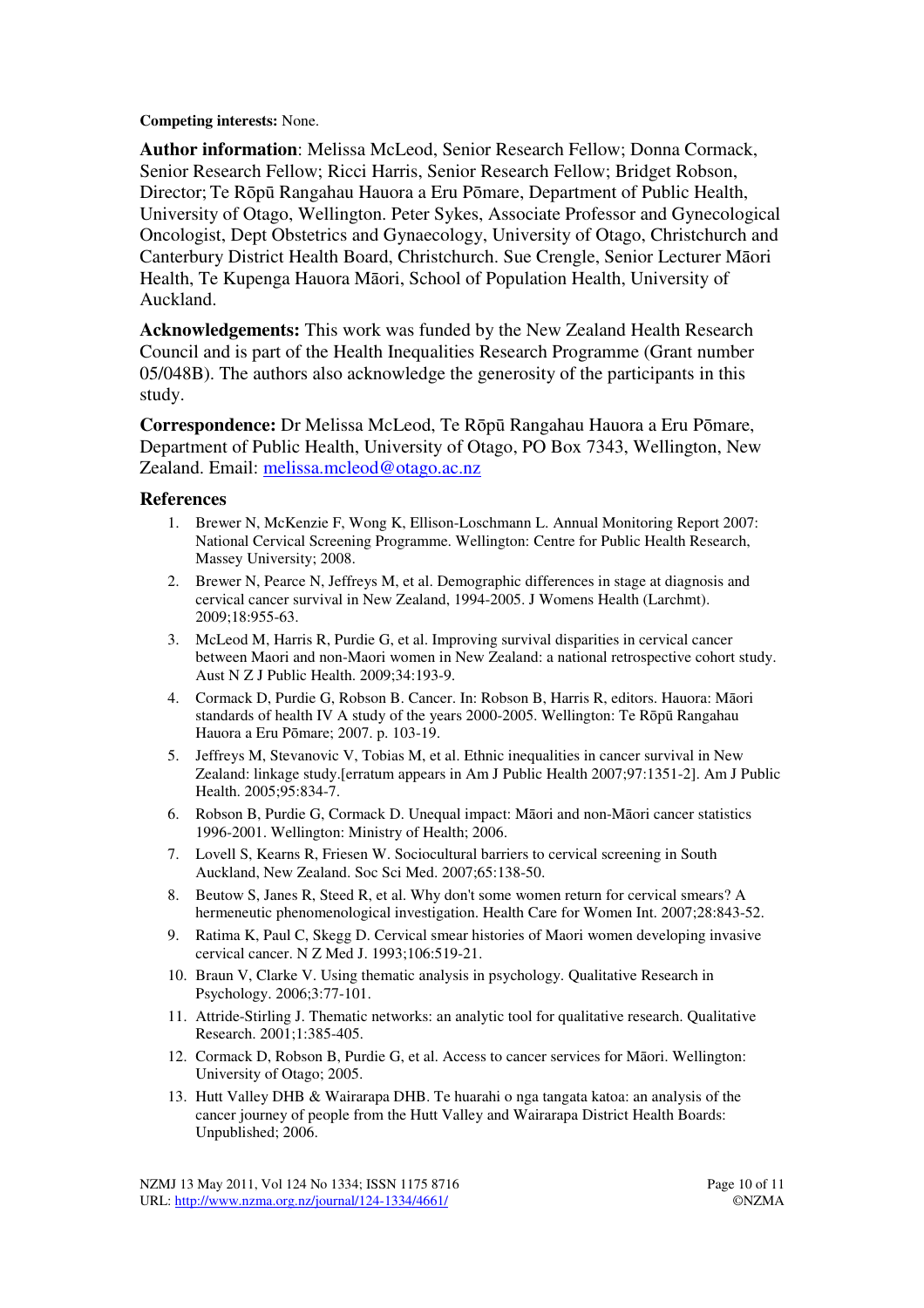**Competing interests:** None.

**Author information**: Melissa McLeod, Senior Research Fellow; Donna Cormack, Senior Research Fellow; Ricci Harris, Senior Research Fellow; Bridget Robson, Director; Te Rōpū Rangahau Hauora a Eru Pōmare, Department of Public Health, University of Otago, Wellington. Peter Sykes, Associate Professor and Gynecological Oncologist, Dept Obstetrics and Gynaecology, University of Otago, Christchurch and Canterbury District Health Board, Christchurch. Sue Crengle, Senior Lecturer Māori Health, Te Kupenga Hauora Māori, School of Population Health, University of Auckland.

**Acknowledgements:** This work was funded by the New Zealand Health Research Council and is part of the Health Inequalities Research Programme (Grant number 05/048B). The authors also acknowledge the generosity of the participants in this study.

**Correspondence:** Dr Melissa McLeod, Te Rōpū Rangahau Hauora a Eru Pōmare, Department of Public Health, University of Otago, PO Box 7343, Wellington, New Zealand. Email: melissa.mcleod@otago.ac.nz

## References

1. Brewer N, McKenzie F, Wong K, Ellison-Loschmann L. Annual Monitoring Report 2007: National Cervical Screening Programme. Wellington: Centre for Public Health Research, Massey University; 2008.
2. Brewer N, Pearce N, Jeffreys M, et al. Demographic differences in stage at diagnosis and cervical cancer survival in New Zealand, 1994-2005. J Womens Health (Larchmt). 2009;18:955-63.
3. McLeod M, Harris R, Purdie G, et al. Improving survival disparities in cervical cancer between Maori and non-Maori women in New Zealand: a national retrospective cohort study. Aust N Z J Public Health. 2009;34:193-9.
4. Cormack D, Purdie G, Robson B. Cancer. In: Robson B, Harris R, editors. Hauora: Māori standards of health IV A study of the years 2000-2005. Wellington: Te Rōpū Rangahau Hauora a Eru Pōmare; 2007. p. 103-19.
5. Jeffreys M, Stevanovic V, Tobias M, et al. Ethnic inequalities in cancer survival in New Zealand: linkage study.[erratum appears in Am J Public Health 2007;97:1351-2]. Am J Public Health. 2005;95:834-7.
6. Robson B, Purdie G, Cormack D. Unequal impact: Māori and non-Māori cancer statistics 1996-2001. Wellington: Ministry of Health; 2006.
7. Lovell S, Kearns R, Friesen W. Sociocultural barriers to cervical screening in South Auckland, New Zealand. Soc Sci Med. 2007;65:138-50.
8. Beutow S, Janes R, Steed R, et al. Why don't some women return for cervical smears? A hermeneutic phenomenological investigation. Health Care for Women Int. 2007;28:843-52.
9. Ratima K, Paul C, Skegg D. Cervical smear histories of Maori women developing invasive cervical cancer. N Z Med J. 1993;106:519-21.
10. Braun V, Clarke V. Using thematic analysis in psychology. Qualitative Research in Psychology. 2006;3:77-101.
11. Attride-Stirling J. Thematic networks: an analytic tool for qualitative research. Qualitative Research. 2001;1:385-405.
12. Cormack D, Robson B, Purdie G, et al. Access to cancer services for Māori. Wellington: University of Otago; 2005.
13. Hutt Valley DHB & Wairarapa DHB. Te huarahi o nga tangata katoa: an analysis of the cancer journey of people from the Hutt Valley and Wairarapa District Health Boards: Unpublished; 2006.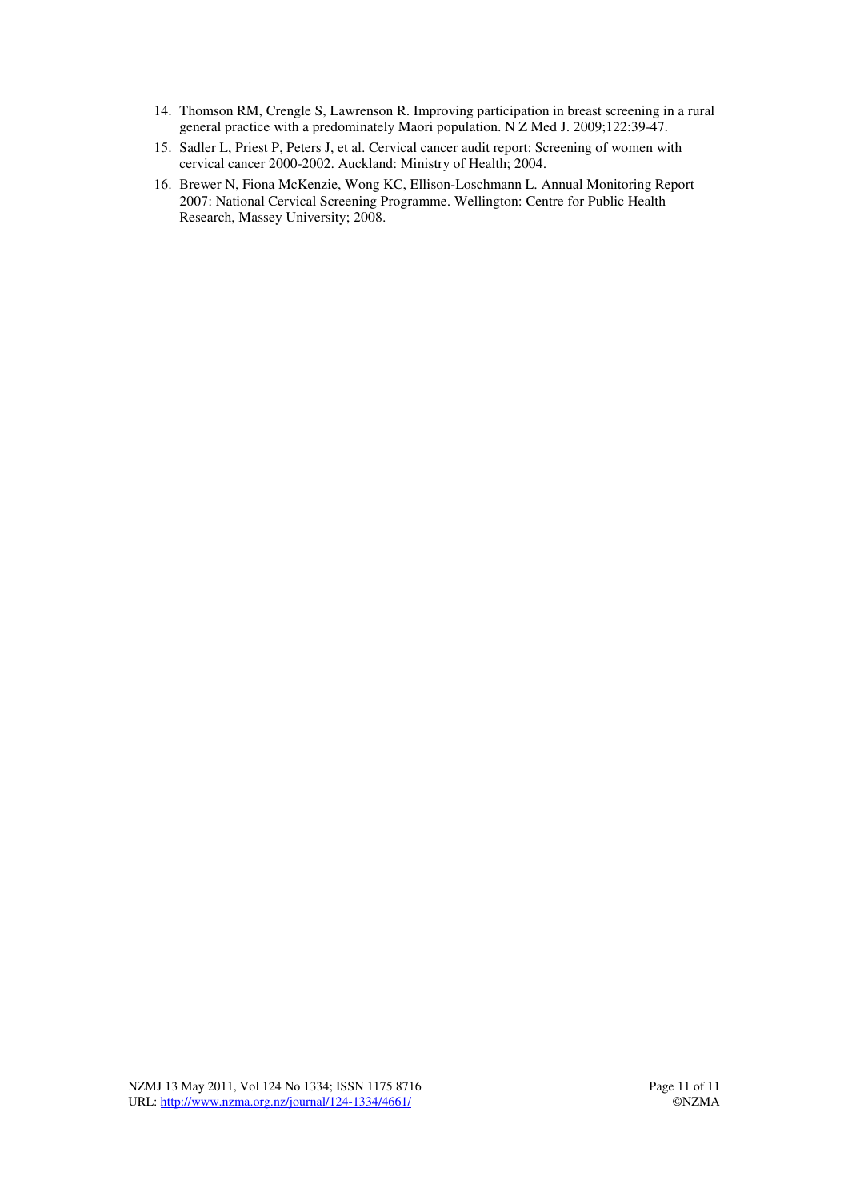14. Thomson RM, Crengle S, Lawrenson R. Improving participation in breast screening in a rural general practice with a predominately Maori population. N Z Med J. 2009;122:39-47.
15. Sadler L, Priest P, Peters J, et al. Cervical cancer audit report: Screening of women with cervical cancer 2000-2002. Auckland: Ministry of Health; 2004.
16. Brewer N, Fiona McKenzie, Wong KC, Ellison-Loschmann L. Annual Monitoring Report 2007: National Cervical Screening Programme. Wellington: Centre for Public Health Research, Massey University; 2008.